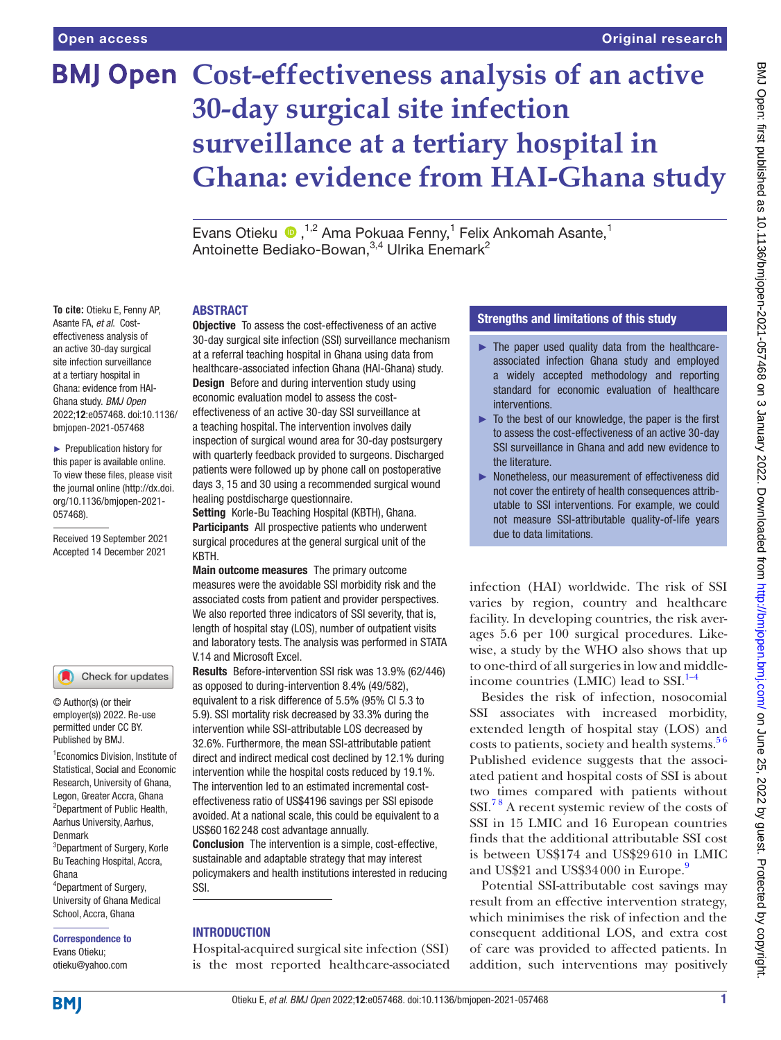Open access

Original research

# Cost-effectiveness analysis of an active 30-day surgical site infection surveillance at a tertiary hospital in Ghana: evidence from HAI-Ghana study

Evans Otieku [1,2] Ama Pokuaa Fenny,[1] Felix Ankomah Asante,[1] Antoinette Bediako-Bowan,[3,4] Ulrika Enemark[2]

**To cite:** Otieku E, Fenny AP, Asante FA, *et al*. Cost-effectiveness analysis of an active 30-day surgical site infection surveillance at a tertiary hospital in Ghana: evidence from HAI-Ghana study. *BMJ Open* 2022;**12**:e057468. doi:10.1136/bmjopen-2021-057468

► Prepublication history for this paper is available online. To view these files, please visit the journal online (http://dx.doi.org/10.1136/bmjopen-2021-057468).

Received 19 September 2021
Accepted 14 December 2021

© Author(s) (or their employer(s)) 2022. Re-use permitted under CC BY. Published by BMJ.

[1]Economics Division, Institute of Statistical, Social and Economic Research, University of Ghana, Legon, Greater Accra, Ghana
[2]Department of Public Health, Aarhus University, Aarhus, Denmark
[3]Department of Surgery, Korle Bu Teaching Hospital, Accra, Ghana
[4]Department of Surgery, University of Ghana Medical School, Accra, Ghana

**Correspondence to**
Evans Otieku;
otieku@yahoo.com

## ABSTRACT

**Objective** To assess the cost-effectiveness of an active 30-day surgical site infection (SSI) surveillance mechanism at a referral teaching hospital in Ghana using data from healthcare-associated infection Ghana (HAI-Ghana) study.

**Design** Before and during intervention study using economic evaluation model to assess the cost-effectiveness of an active 30-day SSI surveillance at a teaching hospital. The intervention involves daily inspection of surgical wound area for 30-day postsurgery with quarterly feedback provided to surgeons. Discharged patients were followed up by phone call on postoperative days 3, 15 and 30 using a recommended surgical wound healing postdischarge questionnaire.

**Setting** Korle-Bu Teaching Hospital (KBTH), Ghana.

**Participants** All prospective patients who underwent surgical procedures at the general surgical unit of the KBTH.

**Main outcome measures** The primary outcome measures were the avoidable SSI morbidity risk and the associated costs from patient and provider perspectives. We also reported three indicators of SSI severity, that is, length of hospital stay (LOS), number of outpatient visits and laboratory tests. The analysis was performed in STATA V.14 and Microsoft Excel.

**Results** Before-intervention SSI risk was 13.9% (62/446) as opposed to during-intervention 8.4% (49/582), equivalent to a risk difference of 5.5% (95% CI 5.3 to 5.9). SSI mortality risk decreased by 33.3% during the intervention while SSI-attributable LOS decreased by 32.6%. Furthermore, the mean SSI-attributable patient direct and indirect medical cost declined by 12.1% during intervention while the hospital costs reduced by 19.1%. The intervention led to an estimated incremental cost-effectiveness ratio of US$4196 savings per SSI episode avoided. At a national scale, this could be equivalent to a US$60 162 248 cost advantage annually.

**Conclusion** The intervention is a simple, cost-effective, sustainable and adaptable strategy that may interest policymakers and health institutions interested in reducing SSI.

## Strengths and limitations of this study

► The paper used quality data from the healthcare-associated infection Ghana study and employed a widely accepted methodology and reporting standard for economic evaluation of healthcare interventions.

► To the best of our knowledge, the paper is the first to assess the cost-effectiveness of an active 30-day SSI surveillance in Ghana and add new evidence to the literature.

► Nonetheless, our measurement of effectiveness did not cover the entirety of health consequences attributable to SSI interventions. For example, we could not measure SSI-attributable quality-of-life years due to data limitations.

## INTRODUCTION

Hospital-acquired surgical site infection (SSI) is the most reported healthcare-associated infection (HAI) worldwide. The risk of SSI varies by region, country and healthcare facility. In developing countries, the risk averages 5.6 per 100 surgical procedures. Likewise, a study by the WHO also shows that up to one-third of all surgeries in low and middle-income countries (LMIC) lead to SSI.[1–4]

Besides the risk of infection, nosocomial SSI associates with increased morbidity, extended length of hospital stay (LOS) and costs to patients, society and health systems.[5 6] Published evidence suggests that the associated patient and hospital costs of SSI is about two times compared with patients without SSI.[7 8] A recent systemic review of the costs of SSI in 15 LMIC and 16 European countries finds that the additional attributable SSI cost is between US$174 and US$29 610 in LMIC and US$21 and US$34 000 in Europe.[9]

Potential SSI-attributable cost savings may result from an effective intervention strategy, which minimises the risk of infection and the consequent additional LOS, and extra cost of care was provided to affected patients. In addition, such interventions may positively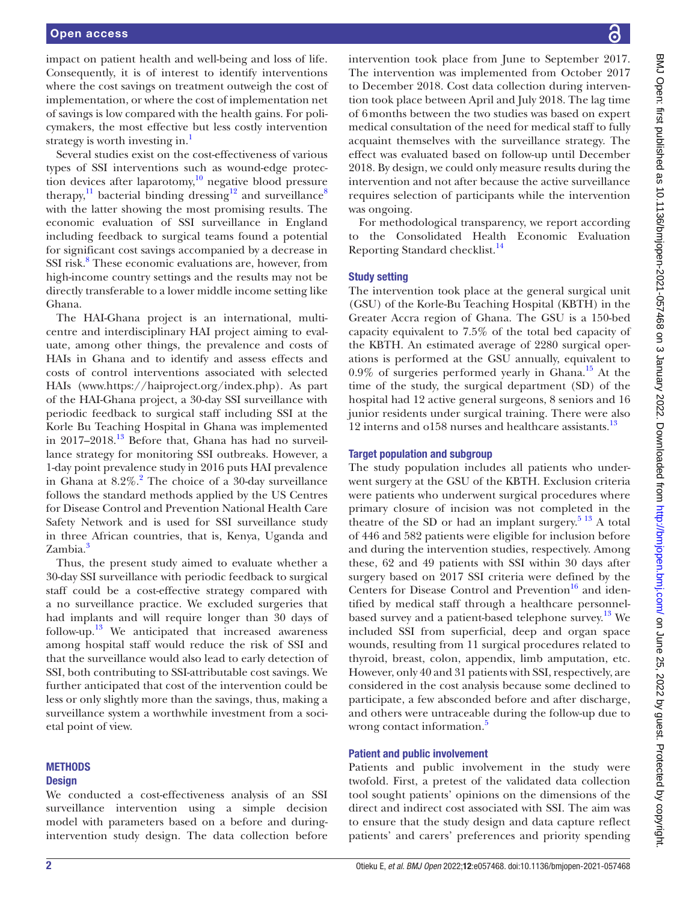impact on patient health and well-being and loss of life. Consequently, it is of interest to identify interventions where the cost savings on treatment outweigh the cost of implementation, or where the cost of implementation net of savings is low compared with the health gains. For policymakers, the most effective but less costly intervention strategy is worth investing in.[1]

Several studies exist on the cost-effectiveness of various types of SSI interventions such as wound-edge protection devices after laparotomy,[10] negative blood pressure therapy,[11] bacterial binding dressing[12] and surveillance[8] with the latter showing the most promising results. The economic evaluation of SSI surveillance in England including feedback to surgical teams found a potential for significant cost savings accompanied by a decrease in SSI risk.[8] These economic evaluations are, however, from high-income country settings and the results may not be directly transferable to a lower middle income setting like Ghana.

The HAI-Ghana project is an international, multicentre and interdisciplinary HAI project aiming to evaluate, among other things, the prevalence and costs of HAIs in Ghana and to identify and assess effects and costs of control interventions associated with selected HAIs (www.https://haiproject.org/index.php). As part of the HAI-Ghana project, a 30-day SSI surveillance with periodic feedback to surgical staff including SSI at the Korle Bu Teaching Hospital in Ghana was implemented in 2017–2018.[13] Before that, Ghana has had no surveillance strategy for monitoring SSI outbreaks. However, a 1-day point prevalence study in 2016 puts HAI prevalence in Ghana at 8.2%.[2] The choice of a 30-day surveillance follows the standard methods applied by the US Centres for Disease Control and Prevention National Health Care Safety Network and is used for SSI surveillance study in three African countries, that is, Kenya, Uganda and Zambia.[3]

Thus, the present study aimed to evaluate whether a 30-day SSI surveillance with periodic feedback to surgical staff could be a cost-effective strategy compared with a no surveillance practice. We excluded surgeries that had implants and will require longer than 30 days of follow-up.[13] We anticipated that increased awareness among hospital staff would reduce the risk of SSI and that the surveillance would also lead to early detection of SSI, both contributing to SSI-attributable cost savings. We further anticipated that cost of the intervention could be less or only slightly more than the savings, thus, making a surveillance system a worthwhile investment from a societal point of view.

## METHODS

### Design

We conducted a cost-effectiveness analysis of an SSI surveillance intervention using a simple decision model with parameters based on a before and during-intervention study design. The data collection before intervention took place from June to September 2017. The intervention was implemented from October 2017 to December 2018. Cost data collection during intervention took place between April and July 2018. The lag time of 6 months between the two studies was based on expert medical consultation of the need for medical staff to fully acquaint themselves with the surveillance strategy. The effect was evaluated based on follow-up until December 2018. By design, we could only measure results during the intervention and not after because the active surveillance requires selection of participants while the intervention was ongoing.

For methodological transparency, we report according to the Consolidated Health Economic Evaluation Reporting Standard checklist.[14]

### Study setting

The intervention took place at the general surgical unit (GSU) of the Korle-Bu Teaching Hospital (KBTH) in the Greater Accra region of Ghana. The GSU is a 150-bed capacity equivalent to 7.5% of the total bed capacity of the KBTH. An estimated average of 2280 surgical operations is performed at the GSU annually, equivalent to 0.9% of surgeries performed yearly in Ghana.[15] At the time of the study, the surgical department (SD) of the hospital had 12 active general surgeons, 8 seniors and 16 junior residents under surgical training. There were also 12 interns and o158 nurses and healthcare assistants.[13]

### Target population and subgroup

The study population includes all patients who underwent surgery at the GSU of the KBTH. Exclusion criteria were patients who underwent surgical procedures where primary closure of incision was not completed in the theatre of the SD or had an implant surgery.[5 13] A total of 446 and 582 patients were eligible for inclusion before and during the intervention studies, respectively. Among these, 62 and 49 patients with SSI within 30 days after surgery based on 2017 SSI criteria were defined by the Centers for Disease Control and Prevention[16] and identified by medical staff through a healthcare personnel-based survey and a patient-based telephone survey.[13] We included SSI from superficial, deep and organ space wounds, resulting from 11 surgical procedures related to thyroid, breast, colon, appendix, limb amputation, etc. However, only 40 and 31 patients with SSI, respectively, are considered in the cost analysis because some declined to participate, a few absconded before and after discharge, and others were untraceable during the follow-up due to wrong contact information.[5]

### Patient and public involvement

Patients and public involvement in the study were twofold. First, a pretest of the validated data collection tool sought patients' opinions on the dimensions of the direct and indirect cost associated with SSI. The aim was to ensure that the study design and data capture reflect patients' and carers' preferences and priority spending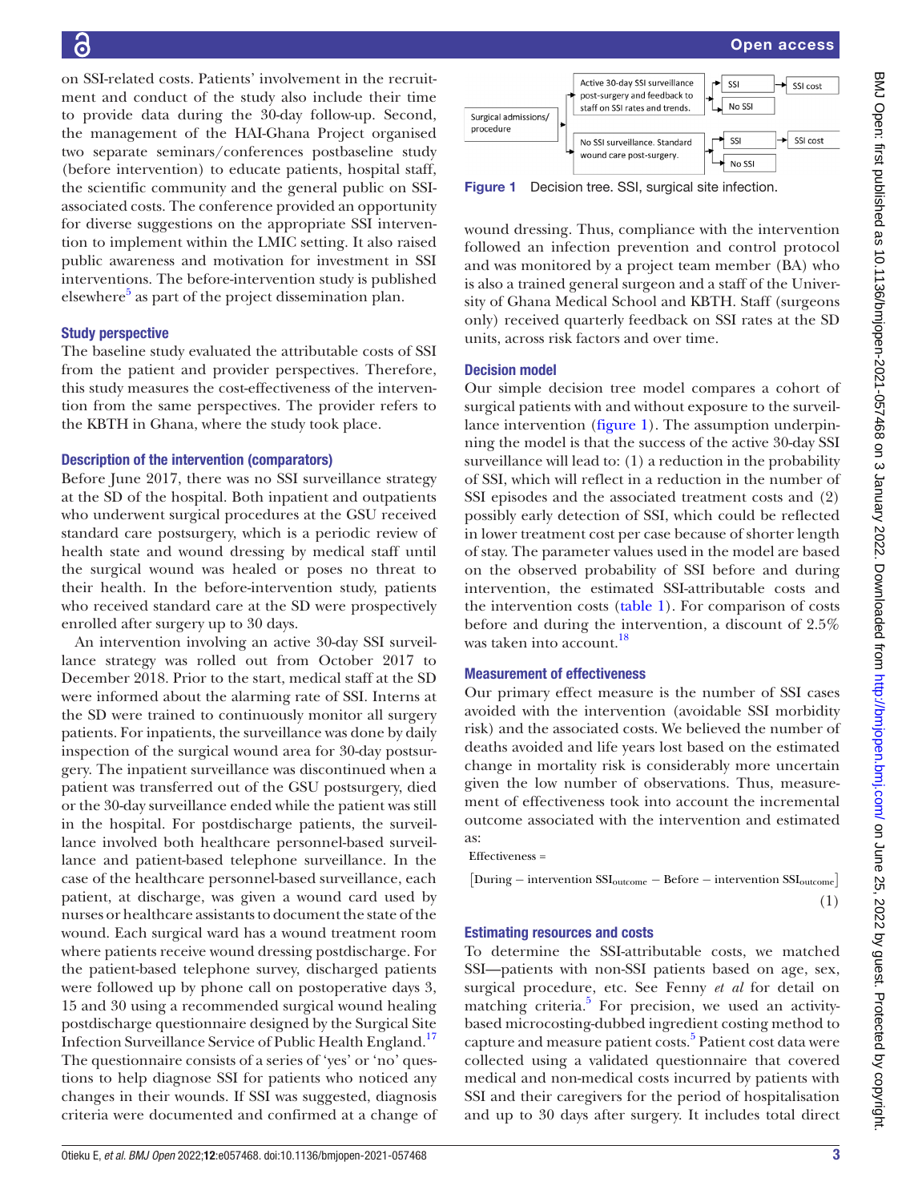on SSI-related costs. Patients' involvement in the recruitment and conduct of the study also include their time to provide data during the 30-day follow-up. Second, the management of the HAI-Ghana Project organised two separate seminars/conferences postbaseline study (before intervention) to educate patients, hospital staff, the scientific community and the general public on SSI-associated costs. The conference provided an opportunity for diverse suggestions on the appropriate SSI intervention to implement within the LMIC setting. It also raised public awareness and motivation for investment in SSI interventions. The before-intervention study is published elsewhere[5] as part of the project dissemination plan.

### Study perspective

The baseline study evaluated the attributable costs of SSI from the patient and provider perspectives. Therefore, this study measures the cost-effectiveness of the intervention from the same perspectives. The provider refers to the KBTH in Ghana, where the study took place.

### Description of the intervention (comparators)

Before June 2017, there was no SSI surveillance strategy at the SD of the hospital. Both inpatient and outpatients who underwent surgical procedures at the GSU received standard care postsurgery, which is a periodic review of health state and wound dressing by medical staff until the surgical wound was healed or poses no threat to their health. In the before-intervention study, patients who received standard care at the SD were prospectively enrolled after surgery up to 30 days.

An intervention involving an active 30-day SSI surveillance strategy was rolled out from October 2017 to December 2018. Prior to the start, medical staff at the SD were informed about the alarming rate of SSI. Interns at the SD were trained to continuously monitor all surgery patients. For inpatients, the surveillance was done by daily inspection of the surgical wound area for 30-day postsurgery. The inpatient surveillance was discontinued when a patient was transferred out of the GSU postsurgery, died or the 30-day surveillance ended while the patient was still in the hospital. For postdischarge patients, the surveillance involved both healthcare personnel-based surveillance and patient-based telephone surveillance. In the case of the healthcare personnel-based surveillance, each patient, at discharge, was given a wound card used by nurses or healthcare assistants to document the state of the wound. Each surgical ward has a wound treatment room where patients receive wound dressing postdischarge. For the patient-based telephone survey, discharged patients were followed up by phone call on postoperative days 3, 15 and 30 using a recommended surgical wound healing postdischarge questionnaire designed by the Surgical Site Infection Surveillance Service of Public Health England.[17] The questionnaire consists of a series of 'yes' or 'no' questions to help diagnose SSI for patients who noticed any changes in their wounds. If SSI was suggested, diagnosis criteria were documented and confirmed at a change of wound dressing. Thus, compliance with the intervention followed an infection prevention and control protocol and was monitored by a project team member (BA) who is also a trained general surgeon and a staff of the University of Ghana Medical School and KBTH. Staff (surgeons only) received quarterly feedback on SSI rates at the SD units, across risk factors and over time.

Surgical admissions/procedure → Active 30-day SSI surveillance post-surgery and feedback to staff on SSI rates and trends. → SSI → SSI cost; No SSI

Surgical admissions/procedure → No SSI surveillance. Standard wound care post-surgery. → SSI → SSI cost; No SSI

Figure 1 Decision tree. SSI, surgical site infection.

### Decision model

Our simple decision tree model compares a cohort of surgical patients with and without exposure to the surveillance intervention (figure 1). The assumption underpinning the model is that the success of the active 30-day SSI surveillance will lead to: (1) a reduction in the probability of SSI, which will reflect in a reduction in the number of SSI episodes and the associated treatment costs and (2) possibly early detection of SSI, which could be reflected in lower treatment cost per case because of shorter length of stay. The parameter values used in the model are based on the observed probability of SSI before and during intervention, the estimated SSI-attributable costs and the intervention costs (table 1). For comparison of costs before and during the intervention, a discount of 2.5% was taken into account.[18]

### Measurement of effectiveness

Our primary effect measure is the number of SSI cases avoided with the intervention (avoidable SSI morbidity risk) and the associated costs. We believed the number of deaths avoided and life years lost based on the estimated change in mortality risk is considerably more uncertain given the low number of observations. Thus, measurement of effectiveness took into account the incremental outcome associated with the intervention and estimated as:

$$\text{Effectiveness} = \left[\text{During} - \text{intervention SSI}_{\text{outcome}} - \text{Before} - \text{intervention SSI}_{\text{outcome}}\right] \quad (1)$$

### Estimating resources and costs

To determine the SSI-attributable costs, we matched SSI—patients with non-SSI patients based on age, sex, surgical procedure, etc. See Fenny *et al* for detail on matching criteria.[5] For precision, we used an activity-based microcosting-dubbed ingredient costing method to capture and measure patient costs.[5] Patient cost data were collected using a validated questionnaire that covered medical and non-medical costs incurred by patients with SSI and their caregivers for the period of hospitalisation and up to 30 days after surgery. It includes total direct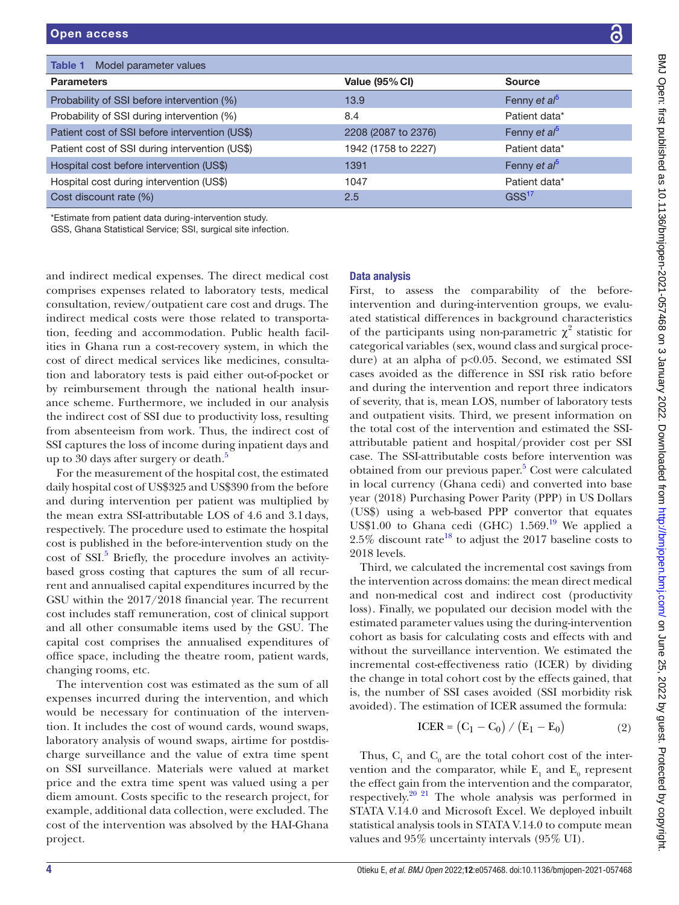**Table 1** Model parameter values

| Parameters | Value (95% CI) | Source |
|---|---|---|
| Probability of SSI before intervention (%) | 13.9 | Fenny *et al*[5] |
| Probability of SSI during intervention (%) | 8.4 | Patient data* |
| Patient cost of SSI before intervention (US$) | 2208 (2087 to 2376) | Fenny *et al*[5] |
| Patient cost of SSI during intervention (US$) | 1942 (1758 to 2227) | Patient data* |
| Hospital cost before intervention (US$) | 1391 | Fenny *et al*[5] |
| Hospital cost during intervention (US$) | 1047 | Patient data* |
| Cost discount rate (%) | 2.5 | GSS[17] |

*Estimate from patient data during-intervention study.
GSS, Ghana Statistical Service; SSI, surgical site infection.

and indirect medical expenses. The direct medical cost comprises expenses related to laboratory tests, medical consultation, review/outpatient care cost and drugs. The indirect medical costs were those related to transportation, feeding and accommodation. Public health facilities in Ghana run a cost-recovery system, in which the cost of direct medical services like medicines, consultation and laboratory tests is paid either out-of-pocket or by reimbursement through the national health insurance scheme. Furthermore, we included in our analysis the indirect cost of SSI due to productivity loss, resulting from absenteeism from work. Thus, the indirect cost of SSI captures the loss of income during inpatient days and up to 30 days after surgery or death.[5]

For the measurement of the hospital cost, the estimated daily hospital cost of US$325 and US$390 from the before and during intervention per patient was multiplied by the mean extra SSI-attributable LOS of 4.6 and 3.1 days, respectively. The procedure used to estimate the hospital cost is published in the before-intervention study on the cost of SSI.[5] Briefly, the procedure involves an activity-based gross costing that captures the sum of all recurrent and annualised capital expenditures incurred by the GSU within the 2017/2018 financial year. The recurrent cost includes staff remuneration, cost of clinical support and all other consumable items used by the GSU. The capital cost comprises the annualised expenditures of office space, including the theatre room, patient wards, changing rooms, etc.

The intervention cost was estimated as the sum of all expenses incurred during the intervention, and which would be necessary for continuation of the intervention. It includes the cost of wound cards, wound swaps, laboratory analysis of wound swaps, airtime for postdischarge surveillance and the value of extra time spent on SSI surveillance. Materials were valued at market price and the extra time spent was valued using a per diem amount. Costs specific to the research project, for example, additional data collection, were excluded. The cost of the intervention was absolved by the HAI-Ghana project.

## Data analysis

First, to assess the comparability of the before-intervention and during-intervention groups, we evaluated statistical differences in background characteristics of the participants using non-parametric $\chi^2$ statistic for categorical variables (sex, wound class and surgical procedure) at an alpha of $p<0.05$. Second, we estimated SSI cases avoided as the difference in SSI risk ratio before and during the intervention and report three indicators of severity, that is, mean LOS, number of laboratory tests and outpatient visits. Third, we present information on the total cost of the intervention and estimated the SSI-attributable patient and hospital/provider cost per SSI case. The SSI-attributable costs before intervention was obtained from our previous paper.[5] Cost were calculated in local currency (Ghana cedi) and converted into base year (2018) Purchasing Power Parity (PPP) in US Dollars (US$) using a web-based PPP convertor that equates US$1.00 to Ghana cedi (GHC) 1.569.[19] We applied a 2.5% discount rate[18] to adjust the 2017 baseline costs to 2018 levels.

Third, we calculated the incremental cost savings from the intervention across domains: the mean direct medical and non-medical cost and indirect cost (productivity loss). Finally, we populated our decision model with the estimated parameter values using the during-intervention cohort as basis for calculating costs and effects with and without the surveillance intervention. We estimated the incremental cost-effectiveness ratio (ICER) by dividing the change in total cohort cost by the effects gained, that is, the number of SSI cases avoided (SSI morbidity risk avoided). The estimation of ICER assumed the formula:

$$\text{ICER} = \left(\text{C}_1 - \text{C}_0\right) / \left(\text{E}_1 - \text{E}_0\right) \tag{2}$$

Thus, $C_1$ and $C_0$ are the total cohort cost of the intervention and the comparator, while $E_1$ and $E_0$ represent the effect gain from the intervention and the comparator, respectively.[20 21] The whole analysis was performed in STATA V.14.0 and Microsoft Excel. We deployed inbuilt statistical analysis tools in STATA V.14.0 to compute mean values and 95% uncertainty intervals (95% UI).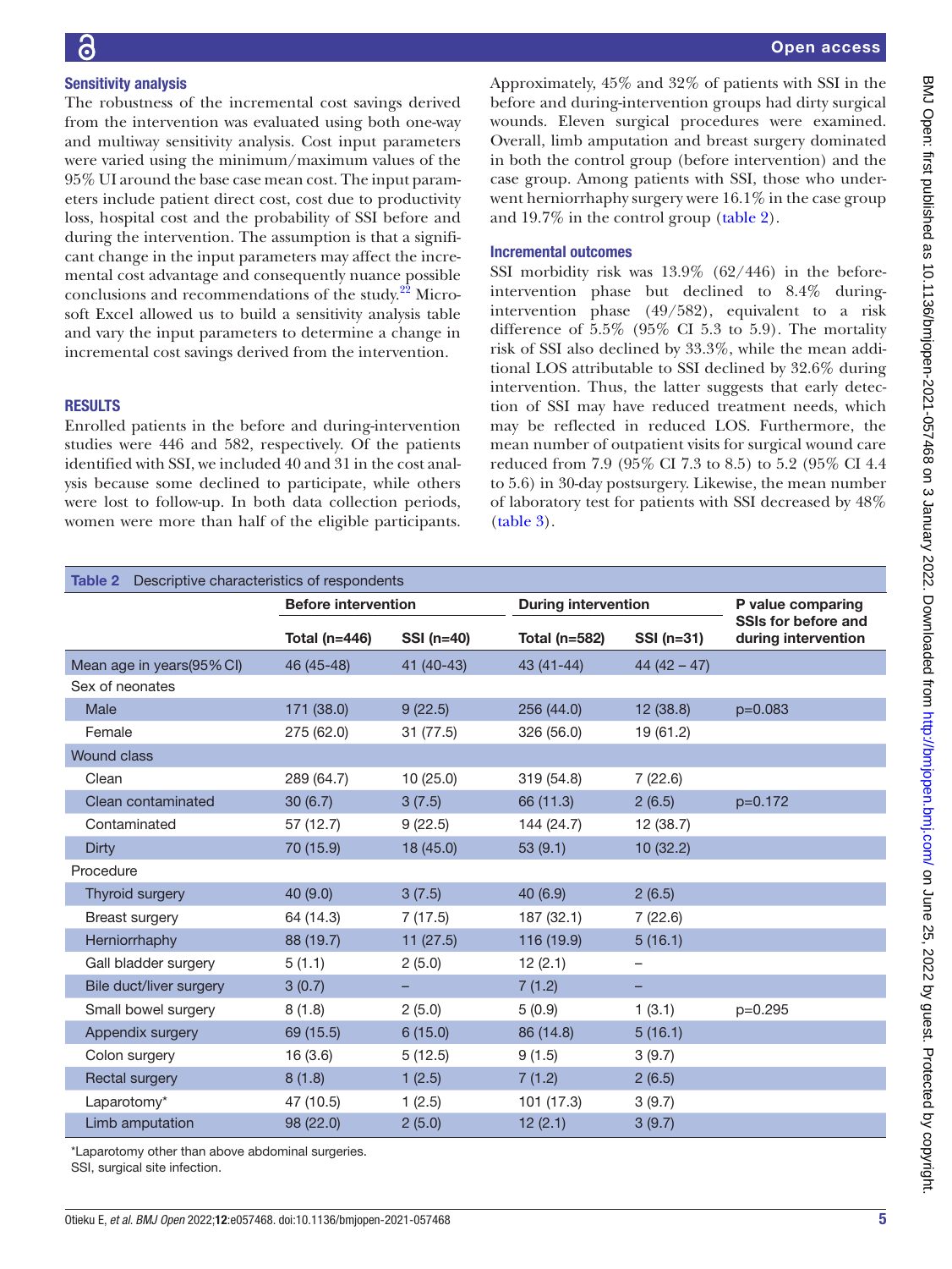### Sensitivity analysis

The robustness of the incremental cost savings derived from the intervention was evaluated using both one-way and multiway sensitivity analysis. Cost input parameters were varied using the minimum/maximum values of the 95% UI around the base case mean cost. The input parameters include patient direct cost, cost due to productivity loss, hospital cost and the probability of SSI before and during the intervention. The assumption is that a significant change in the input parameters may affect the incremental cost advantage and consequently nuance possible conclusions and recommendations of the study.[22] Microsoft Excel allowed us to build a sensitivity analysis table and vary the input parameters to determine a change in incremental cost savings derived from the intervention.

## RESULTS

Enrolled patients in the before and during-intervention studies were 446 and 582, respectively. Of the patients identified with SSI, we included 40 and 31 in the cost analysis because some declined to participate, while others were lost to follow-up. In both data collection periods, women were more than half of the eligible participants. Approximately, 45% and 32% of patients with SSI in the before and during-intervention groups had dirty surgical wounds. Eleven surgical procedures were examined. Overall, limb amputation and breast surgery dominated in both the control group (before intervention) and the case group. Among patients with SSI, those who underwent herniorrhaphy surgery were 16.1% in the case group and 19.7% in the control group (table 2).

### Incremental outcomes

SSI morbidity risk was 13.9% (62/446) in the before-intervention phase but declined to 8.4% during-intervention phase (49/582), equivalent to a risk difference of 5.5% (95% CI 5.3 to 5.9). The mortality risk of SSI also declined by 33.3%, while the mean additional LOS attributable to SSI declined by 32.6% during intervention. Thus, the latter suggests that early detection of SSI may have reduced treatment needs, which may be reflected in reduced LOS. Furthermore, the mean number of outpatient visits for surgical wound care reduced from 7.9 (95% CI 7.3 to 8.5) to 5.2 (95% CI 4.4 to 5.6) in 30-day postsurgery. Likewise, the mean number of laboratory test for patients with SSI decreased by 48% (table 3).

**Table 2** Descriptive characteristics of respondents

| | Before intervention | | During intervention | | P value comparing SSIs for before and during intervention |
|---|---|---|---|---|---|
| | Total (n=446) | SSI (n=40) | Total (n=582) | SSI (n=31) | |
| Mean age in years(95% CI) | 46 (45-48) | 41 (40-43) | 43 (41-44) | 44 (42 – 47) | |
| Sex of neonates | | | | | |
| Male | 171 (38.0) | 9 (22.5) | 256 (44.0) | 12 (38.8) | p=0.083 |
| Female | 275 (62.0) | 31 (77.5) | 326 (56.0) | 19 (61.2) | |
| Wound class | | | | | |
| Clean | 289 (64.7) | 10 (25.0) | 319 (54.8) | 7 (22.6) | |
| Clean contaminated | 30 (6.7) | 3 (7.5) | 66 (11.3) | 2 (6.5) | p=0.172 |
| Contaminated | 57 (12.7) | 9 (22.5) | 144 (24.7) | 12 (38.7) | |
| Dirty | 70 (15.9) | 18 (45.0) | 53 (9.1) | 10 (32.2) | |
| Procedure | | | | | |
| Thyroid surgery | 40 (9.0) | 3 (7.5) | 40 (6.9) | 2 (6.5) | |
| Breast surgery | 64 (14.3) | 7 (17.5) | 187 (32.1) | 7 (22.6) | |
| Herniorrhaphy | 88 (19.7) | 11 (27.5) | 116 (19.9) | 5 (16.1) | |
| Gall bladder surgery | 5 (1.1) | 2 (5.0) | 12 (2.1) | – | |
| Bile duct/liver surgery | 3 (0.7) | – | 7 (1.2) | – | |
| Small bowel surgery | 8 (1.8) | 2 (5.0) | 5 (0.9) | 1 (3.1) | p=0.295 |
| Appendix surgery | 69 (15.5) | 6 (15.0) | 86 (14.8) | 5 (16.1) | |
| Colon surgery | 16 (3.6) | 5 (12.5) | 9 (1.5) | 3 (9.7) | |
| Rectal surgery | 8 (1.8) | 1 (2.5) | 7 (1.2) | 2 (6.5) | |
| Laparotomy* | 47 (10.5) | 1 (2.5) | 101 (17.3) | 3 (9.7) | |
| Limb amputation | 98 (22.0) | 2 (5.0) | 12 (2.1) | 3 (9.7) | |

*Laparotomy other than above abdominal surgeries.
SSI, surgical site infection.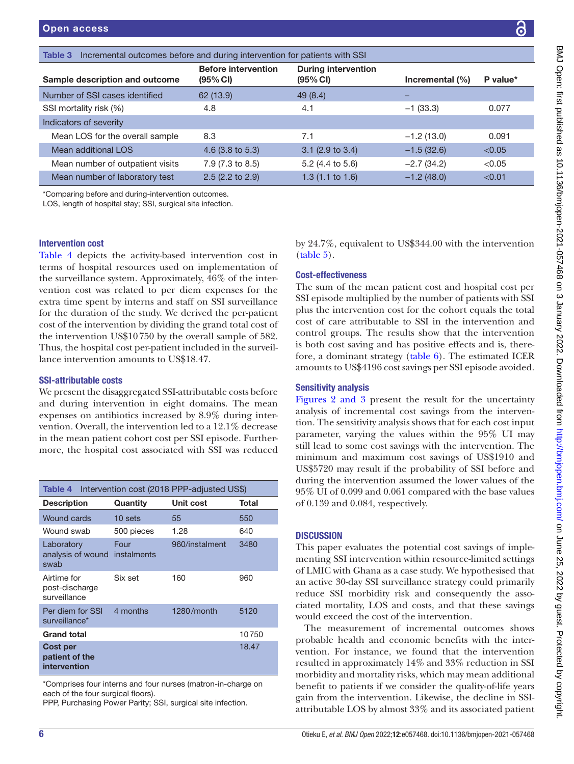**Table 3** Incremental outcomes before and during intervention for patients with SSI

| Sample description and outcome | Before intervention (95% CI) | During intervention (95% CI) | Incremental (%) | P value* |
|---|---|---|---|---|
| Number of SSI cases identified | 62 (13.9) | 49 (8.4) | – | |
| SSI mortality risk (%) | 4.8 | 4.1 | −1 (33.3) | 0.077 |
| Indicators of severity | | | | |
| Mean LOS for the overall sample | 8.3 | 7.1 | −1.2 (13.0) | 0.091 |
| Mean additional LOS | 4.6 (3.8 to 5.3) | 3.1 (2.9 to 3.4) | −1.5 (32.6) | <0.05 |
| Mean number of outpatient visits | 7.9 (7.3 to 8.5) | 5.2 (4.4 to 5.6) | −2.7 (34.2) | <0.05 |
| Mean number of laboratory test | 2.5 (2.2 to 2.9) | 1.3 (1.1 to 1.6) | −1.2 (48.0) | <0.01 |

*Comparing before and during-intervention outcomes.
LOS, length of hospital stay; SSI, surgical site infection.

### Intervention cost

Table 4 depicts the activity-based intervention cost in terms of hospital resources used on implementation of the surveillance system. Approximately, 46% of the intervention cost was related to per diem expenses for the extra time spent by interns and staff on SSI surveillance for the duration of the study. We derived the per-patient cost of the intervention by dividing the grand total cost of the intervention US$10 750 by the overall sample of 582. Thus, the hospital cost per-patient included in the surveillance intervention amounts to US$18.47.

### SSI-attributable costs

We present the disaggregated SSI-attributable costs before and during intervention in eight domains. The mean expenses on antibiotics increased by 8.9% during intervention. Overall, the intervention led to a 12.1% decrease in the mean patient cohort cost per SSI episode. Furthermore, the hospital cost associated with SSI was reduced by 24.7%, equivalent to US$344.00 with the intervention (table 5).

**Table 4** Intervention cost (2018 PPP-adjusted US$)

| Description | Quantity | Unit cost | Total |
|---|---|---|---|
| Wound cards | 10 sets | 55 | 550 |
| Wound swab | 500 pieces | 1.28 | 640 |
| Laboratory analysis of wound swab | Four instalments | 960/instalment | 3480 |
| Airtime for post-discharge surveillance | Six set | 160 | 960 |
| Per diem for SSI surveillance* | 4 months | 1280/month | 5120 |
| **Grand total** | | | 10 750 |
| **Cost per patient of the intervention** | | | 18.47 |

*Comprises four interns and four nurses (matron-in-charge on each of the four surgical floors).
PPP, Purchasing Power Parity; SSI, surgical site infection.

### Cost-effectiveness

The sum of the mean patient cost and hospital cost per SSI episode multiplied by the number of patients with SSI plus the intervention cost for the cohort equals the total cost of care attributable to SSI in the intervention and control groups. The results show that the intervention is both cost saving and has positive effects and is, therefore, a dominant strategy (table 6). The estimated ICER amounts to US$4196 cost savings per SSI episode avoided.

### Sensitivity analysis

Figures 2 and 3 present the result for the uncertainty analysis of incremental cost savings from the intervention. The sensitivity analysis shows that for each cost input parameter, varying the values within the 95% UI may still lead to some cost savings with the intervention. The minimum and maximum cost savings of US$1910 and US$5720 may result if the probability of SSI before and during the intervention assumed the lower values of the 95% UI of 0.099 and 0.061 compared with the base values of 0.139 and 0.084, respectively.

## DISCUSSION

This paper evaluates the potential cost savings of implementing SSI intervention within resource-limited settings of LMIC with Ghana as a case study. We hypothesised that an active 30-day SSI surveillance strategy could primarily reduce SSI morbidity risk and consequently the associated mortality, LOS and costs, and that these savings would exceed the cost of the intervention.

The measurement of incremental outcomes shows probable health and economic benefits with the intervention. For instance, we found that the intervention resulted in approximately 14% and 33% reduction in SSI morbidity and mortality risks, which may mean additional benefit to patients if we consider the quality-of-life years gain from the intervention. Likewise, the decline in SSI-attributable LOS by almost 33% and its associated patient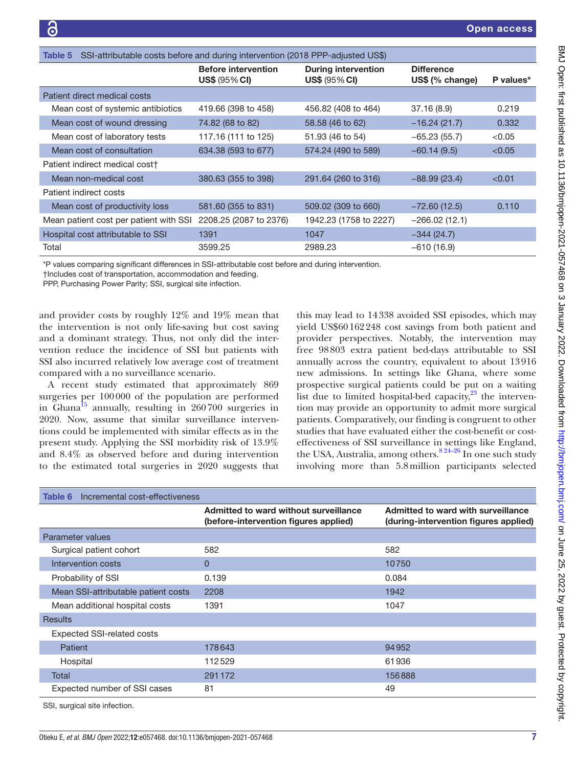**Table 5** SSI-attributable costs before and during intervention (2018 PPP-adjusted US$)

| | Before intervention US$ (95% CI) | During intervention US$ (95% CI) | Difference US$ (% change) | P values* |
|---|---|---|---|---|
| Patient direct medical costs | | | | |
| Mean cost of systemic antibiotics | 419.66 (398 to 458) | 456.82 (408 to 464) | 37.16 (8.9) | 0.219 |
| Mean cost of wound dressing | 74.82 (68 to 82) | 58.58 (46 to 62) | −16.24 (21.7) | 0.332 |
| Mean cost of laboratory tests | 117.16 (111 to 125) | 51.93 (46 to 54) | −65.23 (55.7) | <0.05 |
| Mean cost of consultation | 634.38 (593 to 677) | 574.24 (490 to 589) | −60.14 (9.5) | <0.05 |
| Patient indirect medical cost† | | | | |
| Mean non-medical cost | 380.63 (355 to 398) | 291.64 (260 to 316) | −88.99 (23.4) | <0.01 |
| Patient indirect costs | | | | |
| Mean cost of productivity loss | 581.60 (355 to 831) | 509.02 (309 to 660) | −72.60 (12.5) | 0.110 |
| Mean patient cost per patient with SSI | 2208.25 (2087 to 2376) | 1942.23 (1758 to 2227) | −266.02 (12.1) | |
| Hospital cost attributable to SSI | 1391 | 1047 | −344 (24.7) | |
| Total | 3599.25 | 2989.23 | −610 (16.9) | |

*P values comparing significant differences in SSI-attributable cost before and during intervention.
†Includes cost of transportation, accommodation and feeding.
PPP, Purchasing Power Parity; SSI, surgical site infection.

and provider costs by roughly 12% and 19% mean that the intervention is not only life-saving but cost saving and a dominant strategy. Thus, not only did the intervention reduce the incidence of SSI but patients with SSI also incurred relatively low average cost of treatment compared with a no surveillance scenario.

A recent study estimated that approximately 869 surgeries per 100000 of the population are performed in Ghana[15] annually, resulting in 260700 surgeries in 2020. Now, assume that similar surveillance interventions could be implemented with similar effects as in the present study. Applying the SSI morbidity risk of 13.9% and 8.4% as observed before and during intervention to the estimated total surgeries in 2020 suggests that this may lead to 14338 avoided SSI episodes, which may yield US$60162248 cost savings from both patient and provider perspectives. Notably, the intervention may free 98803 extra patient bed-days attributable to SSI annually across the country, equivalent to about 13916 new admissions. In settings like Ghana, where some prospective surgical patients could be put on a waiting list due to limited hospital-bed capacity,[23] the intervention may provide an opportunity to admit more surgical patients. Comparatively, our finding is congruent to other studies that have evaluated either the cost-benefit or cost-effectiveness of SSI surveillance in settings like England, the USA, Australia, among others.[8 24–26] In one such study involving more than 5.8 million participants selected

**Table 6** Incremental cost-effectiveness

| | Admitted to ward without surveillance (before-intervention figures applied) | Admitted to ward with surveillance (during-intervention figures applied) |
|---|---|---|
| Parameter values | | |
| Surgical patient cohort | 582 | 582 |
| Intervention costs | 0 | 10750 |
| Probability of SSI | 0.139 | 0.084 |
| Mean SSI-attributable patient costs | 2208 | 1942 |
| Mean additional hospital costs | 1391 | 1047 |
| Results | | |
| Expected SSI-related costs | | |
| Patient | 178643 | 94952 |
| Hospital | 112529 | 61936 |
| Total | 291172 | 156888 |
| Expected number of SSI cases | 81 | 49 |

SSI, surgical site infection.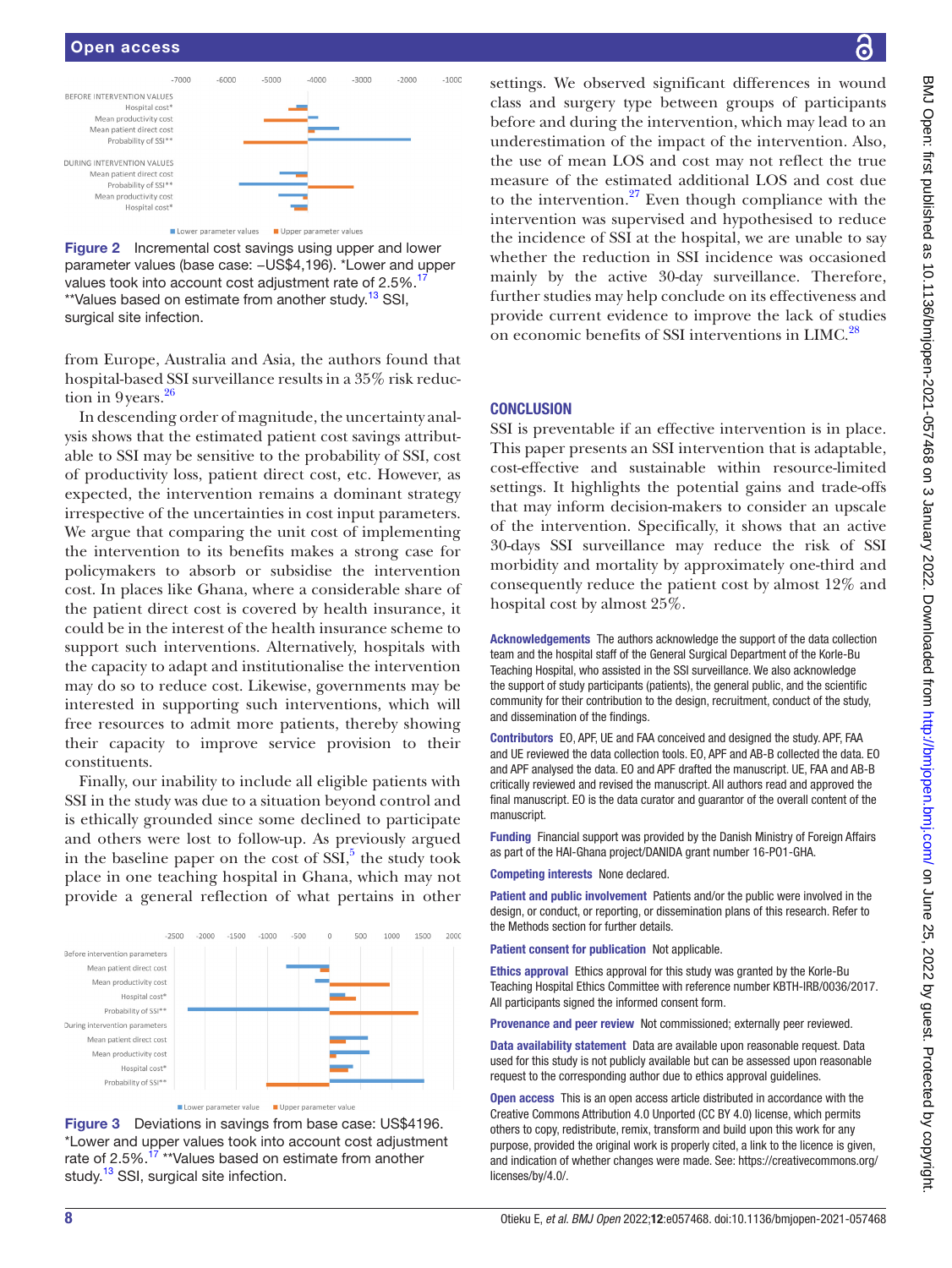Figure 2 Incremental cost savings using upper and lower parameter values (base case: –US$4,196). *Lower and upper values took into account cost adjustment rate of 2.5%.[17] **Values based on estimate from another study.[13] SSI, surgical site infection.

from Europe, Australia and Asia, the authors found that hospital-based SSI surveillance results in a 35% risk reduction in 9 years.[26]

In descending order of magnitude, the uncertainty analysis shows that the estimated patient cost savings attributable to SSI may be sensitive to the probability of SSI, cost of productivity loss, patient direct cost, etc. However, as expected, the intervention remains a dominant strategy irrespective of the uncertainties in cost input parameters. We argue that comparing the unit cost of implementing the intervention to its benefits makes a strong case for policymakers to absorb or subsidise the intervention cost. In places like Ghana, where a considerable share of the patient direct cost is covered by health insurance, it could be in the interest of the health insurance scheme to support such interventions. Alternatively, hospitals with the capacity to adapt and institutionalise the intervention may do so to reduce cost. Likewise, governments may be interested in supporting such interventions, which will free resources to admit more patients, thereby showing their capacity to improve service provision to their constituents.

Finally, our inability to include all eligible patients with SSI in the study was due to a situation beyond control and is ethically grounded since some declined to participate and others were lost to follow-up. As previously argued in the baseline paper on the cost of SSI,[5] the study took place in one teaching hospital in Ghana, which may not provide a general reflection of what pertains in other settings. We observed significant differences in wound class and surgery type between groups of participants before and during the intervention, which may lead to an underestimation of the impact of the intervention. Also, the use of mean LOS and cost may not reflect the true measure of the estimated additional LOS and cost due to the intervention.[27] Even though compliance with the intervention was supervised and hypothesised to reduce the incidence of SSI at the hospital, we are unable to say whether the reduction in SSI incidence was occasioned mainly by the active 30-day surveillance. Therefore, further studies may help conclude on its effectiveness and provide current evidence to improve the lack of studies on economic benefits of SSI interventions in LIMC.[28]

Figure 3 Deviations in savings from base case: US$4196. *Lower and upper values took into account cost adjustment rate of 2.5%.[17] **Values based on estimate from another study.[13] SSI, surgical site infection.

## CONCLUSION

SSI is preventable if an effective intervention is in place. This paper presents an SSI intervention that is adaptable, cost-effective and sustainable within resource-limited settings. It highlights the potential gains and trade-offs that may inform decision-makers to consider an upscale of the intervention. Specifically, it shows that an active 30-days SSI surveillance may reduce the risk of SSI morbidity and mortality by approximately one-third and consequently reduce the patient cost by almost 12% and hospital cost by almost 25%.

**Acknowledgements** The authors acknowledge the support of the data collection team and the hospital staff of the General Surgical Department of the Korle-Bu Teaching Hospital, who assisted in the SSI surveillance. We also acknowledge the support of study participants (patients), the general public, and the scientific community for their contribution to the design, recruitment, conduct of the study, and dissemination of the findings.

**Contributors** EO, APF, UE and FAA conceived and designed the study. APF, FAA and UE reviewed the data collection tools. EO, APF and AB-B collected the data. EO and APF analysed the data. EO and APF drafted the manuscript. UE, FAA and AB-B critically reviewed and revised the manuscript. All authors read and approved the final manuscript. EO is the data curator and guarantor of the overall content of the manuscript.

**Funding** Financial support was provided by the Danish Ministry of Foreign Affairs as part of the HAI-Ghana project/DANIDA grant number 16-P01-GHA.

**Competing interests** None declared.

**Patient and public involvement** Patients and/or the public were involved in the design, or conduct, or reporting, or dissemination plans of this research. Refer to the Methods section for further details.

**Patient consent for publication** Not applicable.

**Ethics approval** Ethics approval for this study was granted by the Korle-Bu Teaching Hospital Ethics Committee with reference number KBTH-IRB/0036/2017. All participants signed the informed consent form.

**Provenance and peer review** Not commissioned; externally peer reviewed.

**Data availability statement** Data are available upon reasonable request. Data used for this study is not publicly available but can be assessed upon reasonable request to the corresponding author due to ethics approval guidelines.

**Open access** This is an open access article distributed in accordance with the Creative Commons Attribution 4.0 Unported (CC BY 4.0) license, which permits others to copy, redistribute, remix, transform and build upon this work for any purpose, provided the original work is properly cited, a link to the licence is given, and indication of whether changes were made. See: https://creativecommons.org/licenses/by/4.0/.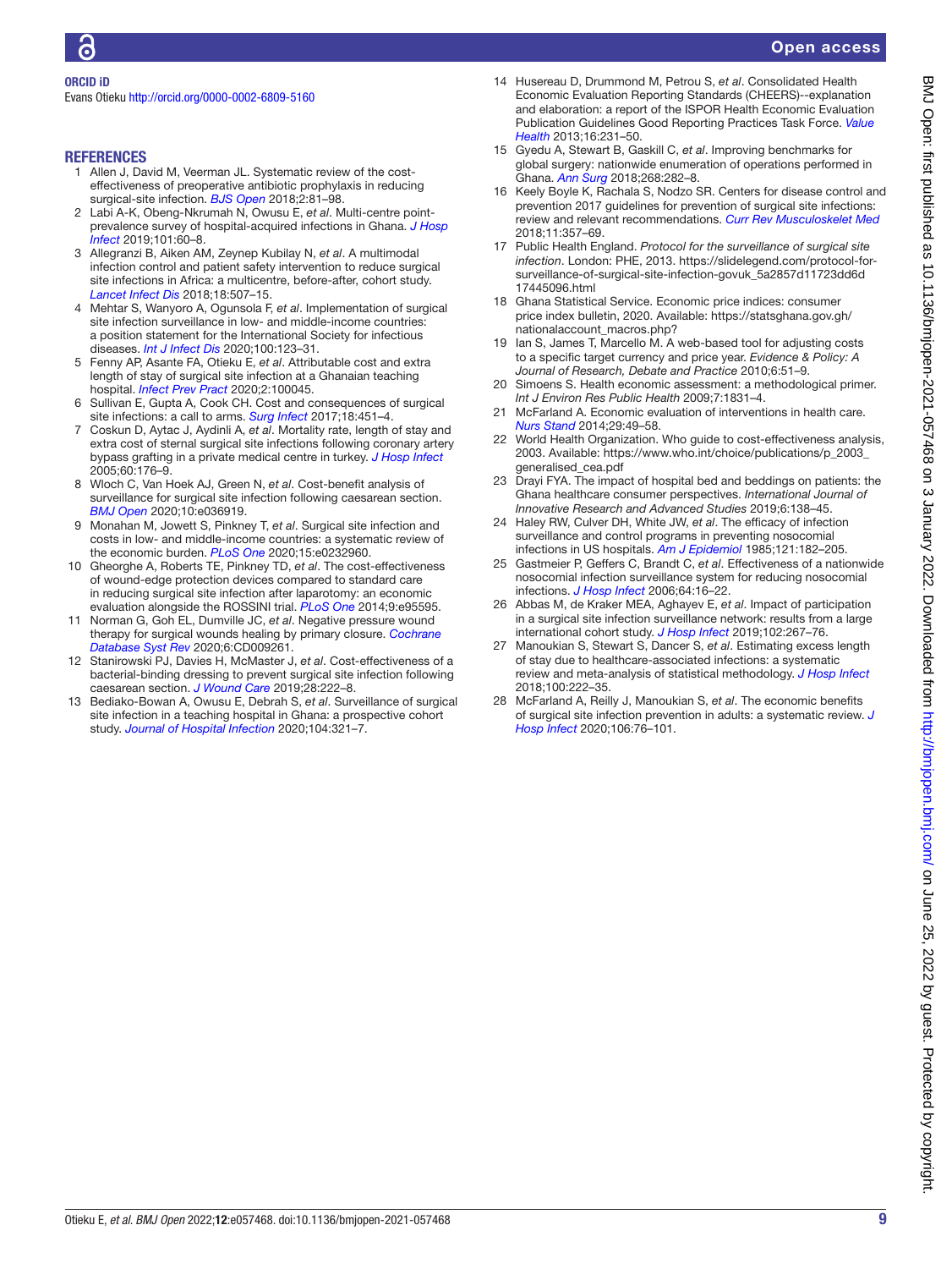**ORCID iD**

Evans Otieku http://orcid.org/0000-0002-6809-5160

## REFERENCES

1. Allen J, David M, Veerman JL. Systematic review of the cost-effectiveness of preoperative antibiotic prophylaxis in reducing surgical-site infection. *BJS Open* 2018;2:81–98.
2. Labi A-K, Obeng-Nkrumah N, Owusu E, *et al*. Multi-centre point-prevalence survey of hospital-acquired infections in Ghana. *J Hosp Infect* 2019;101:60–8.
3. Allegranzi B, Aiken AM, Zeynep Kubilay N, *et al*. A multimodal infection control and patient safety intervention to reduce surgical site infections in Africa: a multicentre, before-after, cohort study. *Lancet Infect Dis* 2018;18:507–15.
4. Mehtar S, Wanyoro A, Ogunsola F, *et al*. Implementation of surgical site infection surveillance in low- and middle-income countries: a position statement for the International Society for infectious diseases. *Int J Infect Dis* 2020;100:123–31.
5. Fenny AP, Asante FA, Otieku E, *et al*. Attributable cost and extra length of stay of surgical site infection at a Ghanaian teaching hospital. *Infect Prev Pract* 2020;2:100045.
6. Sullivan E, Gupta A, Cook CH. Cost and consequences of surgical site infections: a call to arms. *Surg Infect* 2017;18:451–4.
7. Coskun D, Aytac J, Aydinli A, *et al*. Mortality rate, length of stay and extra cost of sternal surgical site infections following coronary artery bypass grafting in a private medical centre in turkey. *J Hosp Infect* 2005;60:176–9.
8. Wloch C, Van Hoek AJ, Green N, *et al*. Cost-benefit analysis of surveillance for surgical site infection following caesarean section. *BMJ Open* 2020;10:e036919.
9. Monahan M, Jowett S, Pinkney T, *et al*. Surgical site infection and costs in low- and middle-income countries: a systematic review of the economic burden. *PLoS One* 2020;15:e0232960.
10. Gheorghe A, Roberts TE, Pinkney TD, *et al*. The cost-effectiveness of wound-edge protection devices compared to standard care in reducing surgical site infection after laparotomy: an economic evaluation alongside the ROSSINI trial. *PLoS One* 2014;9:e95595.
11. Norman G, Goh EL, Dumville JC, *et al*. Negative pressure wound therapy for surgical wounds healing by primary closure. *Cochrane Database Syst Rev* 2020;6:CD009261.
12. Stanirowski PJ, Davies H, McMaster J, *et al*. Cost-effectiveness of a bacterial-binding dressing to prevent surgical site infection following caesarean section. *J Wound Care* 2019;28:222–8.
13. Bediako-Bowan A, Owusu E, Debrah S, *et al*. Surveillance of surgical site infection in a teaching hospital in Ghana: a prospective cohort study. *Journal of Hospital Infection* 2020;104:321–7.
14. Husereau D, Drummond M, Petrou S, *et al*. Consolidated Health Economic Evaluation Reporting Standards (CHEERS)--explanation and elaboration: a report of the ISPOR Health Economic Evaluation Publication Guidelines Good Reporting Practices Task Force. *Value Health* 2013;16:231–50.
15. Gyedu A, Stewart B, Gaskill C, *et al*. Improving benchmarks for global surgery: nationwide enumeration of operations performed in Ghana. *Ann Surg* 2018;268:282–8.
16. Keely Boyle K, Rachala S, Nodzo SR. Centers for disease control and prevention 2017 guidelines for prevention of surgical site infections: review and relevant recommendations. *Curr Rev Musculoskelet Med* 2018;11:357–69.
17. Public Health England. *Protocol for the surveillance of surgical site infection*. London: PHE, 2013. https://slidelegend.com/protocol-for-surveillance-of-surgical-site-infection-govuk_5a2857d11723dd6d17445096.html
18. Ghana Statistical Service. Economic price indices: consumer price index bulletin, 2020. Available: https://statsghana.gov.gh/nationalaccount_macros.php?
19. Ian S, James T, Marcello M. A web-based tool for adjusting costs to a specific target currency and price year. *Evidence & Policy: A Journal of Research, Debate and Practice* 2010;6:51–9.
20. Simoens S. Health economic assessment: a methodological primer. *Int J Environ Res Public Health* 2009;7:1831–4.
21. McFarland A. Economic evaluation of interventions in health care. *Nurs Stand* 2014;29:49–58.
22. World Health Organization. Who guide to cost-effectiveness analysis, 2003. Available: https://www.who.int/choice/publications/p_2003_generalised_cea.pdf
23. Drayi FYA. The impact of hospital bed and beddings on patients: the Ghana healthcare consumer perspectives. *International Journal of Innovative Research and Advanced Studies* 2019;6:138–45.
24. Haley RW, Culver DH, White JW, *et al*. The efficacy of infection surveillance and control programs in preventing nosocomial infections in US hospitals. *Am J Epidemiol* 1985;121:182–205.
25. Gastmeier P, Geffers C, Brandt C, *et al*. Effectiveness of a nationwide nosocomial infection surveillance system for reducing nosocomial infections. *J Hosp Infect* 2006;64:16–22.
26. Abbas M, de Kraker MEA, Aghayev E, *et al*. Impact of participation in a surgical site infection surveillance network: results from a large international cohort study. *J Hosp Infect* 2019;102:267–76.
27. Manoukian S, Stewart S, Dancer S, *et al*. Estimating excess length of stay due to healthcare-associated infections: a systematic review and meta-analysis of statistical methodology. *J Hosp Infect* 2018;100:222–35.
28. McFarland A, Reilly J, Manoukian S, *et al*. The economic benefits of surgical site infection prevention in adults: a systematic review. *J Hosp Infect* 2020;106:76–101.